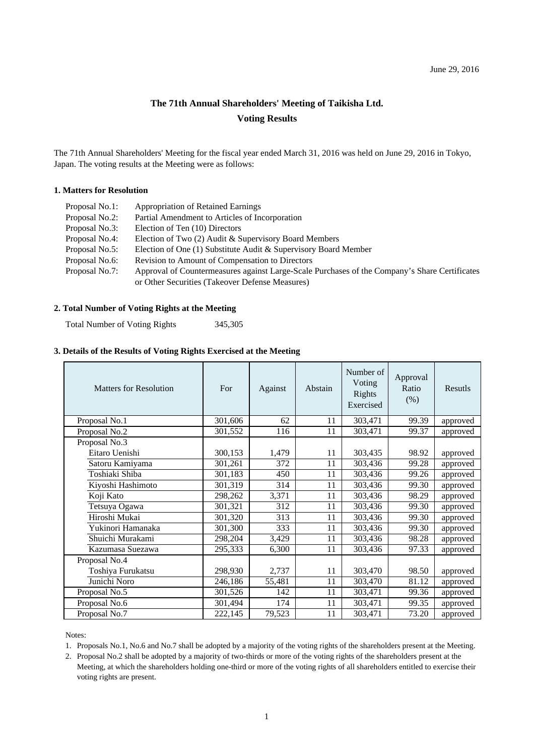June 29, 2016

# The 71th Annual Shareholders' Meeting of Taikisha Ltd.
## Voting Results

The 71th Annual Shareholders' Meeting for the fiscal year ended March 31, 2016 was held on June 29, 2016 in Tokyo, Japan. The voting results at the Meeting were as follows:

### 1. Matters for Resolution

| | |
|---|---|
| Proposal No.1: | Appropriation of Retained Earnings |
| Proposal No.2: | Partial Amendment to Articles of Incorporation |
| Proposal No.3: | Election of Ten (10) Directors |
| Proposal No.4: | Election of Two (2) Audit & Supervisory Board Members |
| Proposal No.5: | Election of One (1) Substitute Audit & Supervisory Board Member |
| Proposal No.6: | Revision to Amount of Compensation to Directors |
| Proposal No.7: | Approval of Countermeasures against Large-Scale Purchases of the Company's Share Certificates or Other Securities (Takeover Defense Measures) |

### 2. Total Number of Voting Rights at the Meeting

Total Number of Voting Rights 345,305

### 3. Details of the Results of Voting Rights Exercised at the Meeting

| Matters for Resolution | For | Against | Abstain | Number of Voting Rights Exercised | Approval Ratio (%) | Resutls |
|---|---|---|---|---|---|---|
| Proposal No.1 | 301,606 | 62 | 11 | 303,471 | 99.39 | approved |
| Proposal No.2 | 301,552 | 116 | 11 | 303,471 | 99.37 | approved |
| Proposal No.3 | | | | | | |
| Eitaro Uenishi | 300,153 | 1,479 | 11 | 303,435 | 98.92 | approved |
| Satoru Kamiyama | 301,261 | 372 | 11 | 303,436 | 99.28 | approved |
| Toshiaki Shiba | 301,183 | 450 | 11 | 303,436 | 99.26 | approved |
| Kiyoshi Hashimoto | 301,319 | 314 | 11 | 303,436 | 99.30 | approved |
| Koji Kato | 298,262 | 3,371 | 11 | 303,436 | 98.29 | approved |
| Tetsuya Ogawa | 301,321 | 312 | 11 | 303,436 | 99.30 | approved |
| Hiroshi Mukai | 301,320 | 313 | 11 | 303,436 | 99.30 | approved |
| Yukinori Hamanaka | 301,300 | 333 | 11 | 303,436 | 99.30 | approved |
| Shuichi Murakami | 298,204 | 3,429 | 11 | 303,436 | 98.28 | approved |
| Kazumasa Suezawa | 295,333 | 6,300 | 11 | 303,436 | 97.33 | approved |
| Proposal No.4 | | | | | | |
| Toshiya Furukatsu | 298,930 | 2,737 | 11 | 303,470 | 98.50 | approved |
| Junichi Noro | 246,186 | 55,481 | 11 | 303,470 | 81.12 | approved |
| Proposal No.5 | 301,526 | 142 | 11 | 303,471 | 99.36 | approved |
| Proposal No.6 | 301,494 | 174 | 11 | 303,471 | 99.35 | approved |
| Proposal No.7 | 222,145 | 79,523 | 11 | 303,471 | 73.20 | approved |

Notes:

1. Proposals No.1, No.6 and No.7 shall be adopted by a majority of the voting rights of the shareholders present at the Meeting.
2. Proposal No.2 shall be adopted by a majority of two-thirds or more of the voting rights of the shareholders present at the Meeting, at which the shareholders holding one-third or more of the voting rights of all shareholders entitled to exercise their voting rights are present.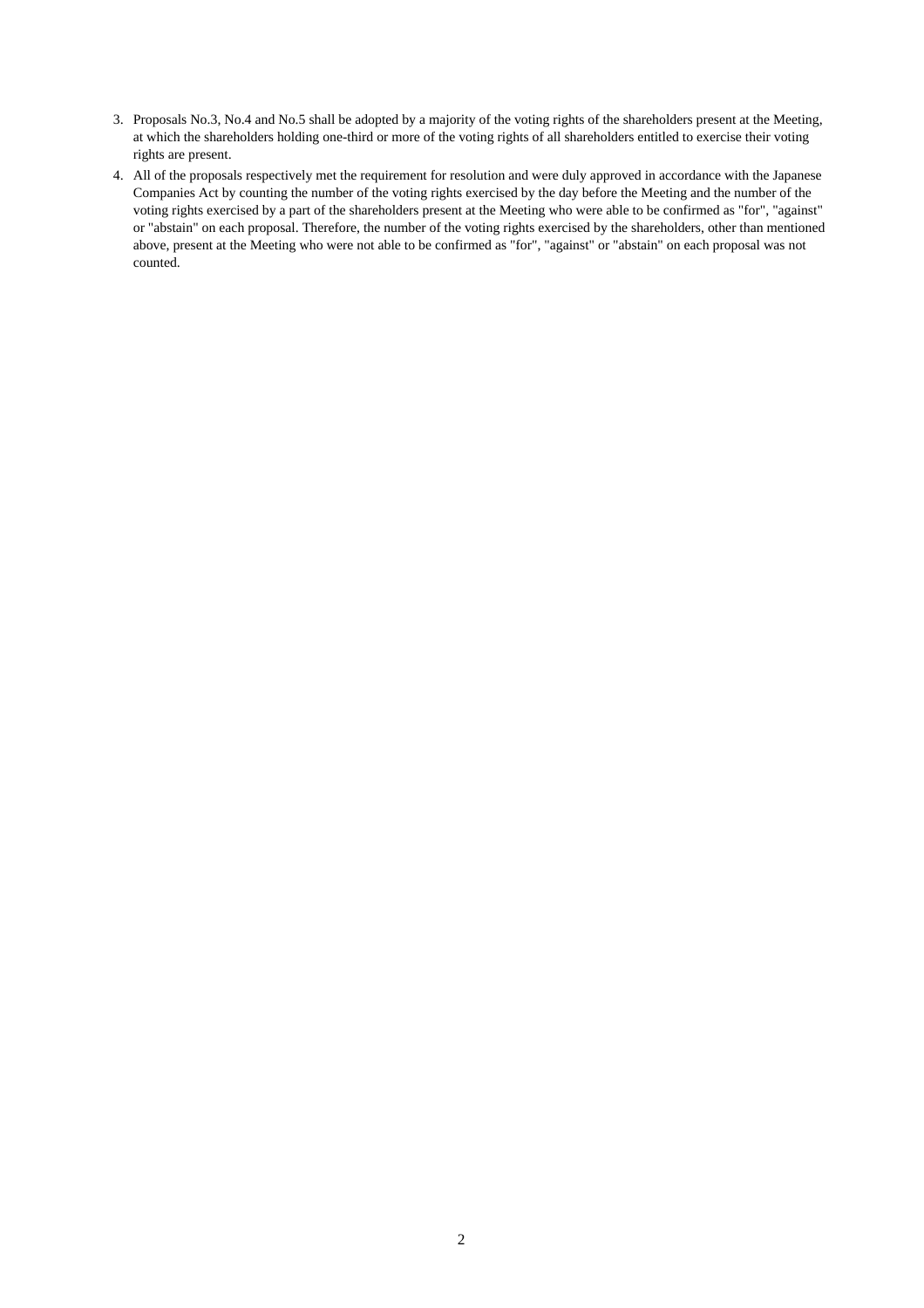3. Proposals No.3, No.4 and No.5 shall be adopted by a majority of the voting rights of the shareholders present at the Meeting, at which the shareholders holding one-third or more of the voting rights of all shareholders entitled to exercise their voting rights are present.
4. All of the proposals respectively met the requirement for resolution and were duly approved in accordance with the Japanese Companies Act by counting the number of the voting rights exercised by the day before the Meeting and the number of the voting rights exercised by a part of the shareholders present at the Meeting who were able to be confirmed as "for", "against" or "abstain" on each proposal. Therefore, the number of the voting rights exercised by the shareholders, other than mentioned above, present at the Meeting who were not able to be confirmed as "for", "against" or "abstain" on each proposal was not counted.